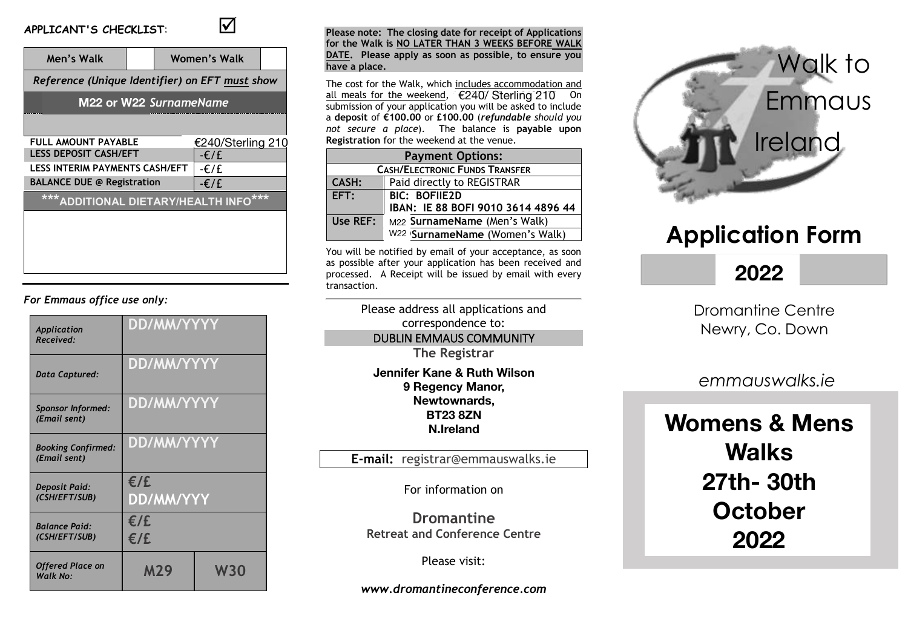**APPLICANT'S CHECKLIST:** ☑

| Men's Walk | | Women's Walk | |
|---|---|---|---|

*Reference (Unique Identifier) on EFT must show*

**M22 or W22** *SurnameName*

| | |
|---|---|
| **FULL AMOUNT PAYABLE** | €240/Sterling 210 |
| **LESS DEPOSIT CASH/EFT** | -€/£ |
| **LESS INTERIM PAYMENTS CASH/EFT** | -€/£ |
| **BALANCE DUE @ Registration** | -€/£ |

**\*\*\*ADDITIONAL DIETARY/HEALTH INFO\*\*\***

*For Emmaus office use only:*

| | | |
|---|---|---|
| *Application Received:* | DD/MM/YYYY | |
| *Data Captured:* | DD/MM/YYYY | |
| *Sponsor Informed: (Email sent)* | DD/MM/YYYY | |
| *Booking Confirmed: (Email sent)* | DD/MM/YYYY | |
| *Deposit Paid: (CSH/EFT/SUB)* | €/£ DD/MM/YYY | |
| *Balance Paid: (CSH/EFT/SUB)* | €/£ €/£ | |
| *Offered Place on Walk No:* | M29 | W30 |

**Please note: The closing date for receipt of Applications for the Walk is NO LATER THAN 3 WEEKS BEFORE WALK DATE. Please apply as soon as possible, to ensure you have a place.**

The cost for the Walk, which includes accommodation and all meals for the weekend, €240/ Sterling 210 On submission of your application you will be asked to include a **deposit** of **€100.00** or **£100.00** (***refundable*** *should you not secure a place*). The balance is **payable upon Registration** for the weekend at the venue.

| **Payment Options:** | |
|---|---|
| **CASH/ELECTRONIC FUNDS TRANSFER** | |
| **CASH:** | Paid directly to REGISTRAR |
| **EFT:** | **BIC: BOFIIE2D** **IBAN: IE 88 BOFI 9010 3614 4896 44** |
| **Use REF:** | M22 **SurnameName** (Men's Walk) |
| | W22 **SurnameName** (Women's Walk) |

You will be notified by email of your acceptance, as soon as possible after your application has been received and processed. A Receipt will be issued by email with every transaction.

Please address all applications and correspondence to:

DUBLIN EMMAUS COMMUNITY

**The Registrar**

**Jennifer Kane & Ruth Wilson**
**9 Regency Manor,**
**Newtownards,**
**BT23 8ZN**
**N.Ireland**

**E-mail:** registrar@emmauswalks.ie

For information on

**Dromantine**
**Retreat and Conference Centre**

Please visit:

***www.dromantineconference.com***

# Walk to Emmaus Ireland

# Application Form

## 2022

Dromantine Centre
Newry, Co. Down

*emmauswalks.ie*

## Womens & Mens Walks 27th- 30th October 2022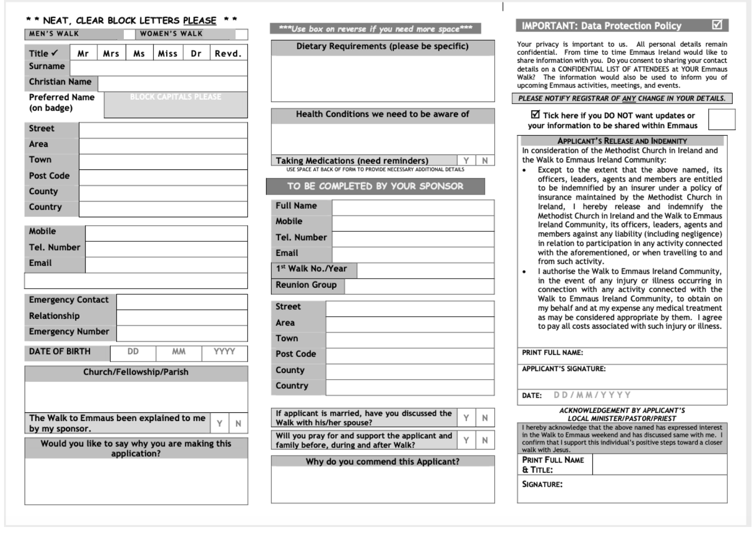\* \* NEAT, CLEAR BLOCK LETTERS PLEASE \* \*

| MEN'S WALK | | WOMEN'S WALK | |
|---|---|---|---|

| Title ✓ | Mr | Mrs | Ms | Miss | Dr | Revd. |
|---|---|---|---|---|---|---|
| Surname | | | | | | |
| Christian Name | | | | | | |
| Preferred Name (on badge) | BLOCK CAPITALS PLEASE | | | | | |

| | |
|---|---|
| Street | |
| Area | |
| Town | |
| Post Code | |
| County | |
| Country | |

| | |
|---|---|
| Mobile | |
| Tel. Number | |
| Email | |

| | |
|---|---|
| Emergency Contact | |
| Relationship | |
| Emergency Number | |

| DATE OF BIRTH | DD | MM | YYYY |
|---|---|---|---|

**Church/Fellowship/Parish**

| The Walk to Emmaus been explained to me by my sponsor. | Y | N |
|---|---|---|

**Would you like to say why you are making this application?**

***\*\*\*Use box on reverse if you need more space\*\*\****

**Dietary Requirements (please be specific)**

**Health Conditions we need to be aware of**

| Taking Medications (need reminders) | Y | N |
|---|---|---|

USE SPACE AT BACK OF FORM TO PROVIDE NECESSARY ADDITIONAL DETAILS

## TO BE COMPLETED BY YOUR SPONSOR

| | |
|---|---|
| Full Name | |
| Mobile | |
| Tel. Number | |
| Email | |
| 1st Walk No./Year | |
| Reunion Group | |

| | |
|---|---|
| Street | |
| Area | |
| Town | |
| Post Code | |
| County | |
| Country | |

| | | |
|---|---|---|
| If applicant is married, have you discussed the Walk with his/her spouse? | Y | N |
| Will you pray for and support the applicant and family before, during and after Walk? | Y | N |

**Why do you commend this Applicant?**

## IMPORTANT: Data Protection Policy ☑

Your privacy is important to us. All personal details remain confidential. From time to time Emmaus Ireland would like to share information with you. Do you consent to sharing your contact details on a CONFIDENTIAL LIST OF ATTENDEES at YOUR Emmaus Walk? The information would also be used to inform you of upcoming Emmaus activities, meetings, and events.

***PLEASE NOTIFY REGISTRAR OF ANY CHANGE IN YOUR DETAILS.***

☑ Tick here if you DO NOT want updates or your information to be shared within Emmaus ☐

### Applicant's Release and Indemnity

In consideration of the Methodist Church in Ireland and the Walk to Emmaus Ireland Community:

- Except to the extent that the above named, its officers, leaders, agents and members are entitled to be indemnified by an insurer under a policy of insurance maintained by the Methodist Church in Ireland, I hereby release and indemnify the Methodist Church in Ireland and the Walk to Emmaus Ireland Community, its officers, leaders, agents and members against any liability (including negligence) in relation to participation in any activity connected with the aforementioned, or when travelling to and from such activity.
- I authorise the Walk to Emmaus Ireland Community, in the event of any injury or illness occurring in connection with any activity connected with the Walk to Emmaus Ireland Community, to obtain on my behalf and at my expense any medical treatment as may be considered appropriate by them. I agree to pay all costs associated with such injury or illness.

PRINT FULL NAME:

APPLICANT'S SIGNATURE:

DATE: DD / MM / YYYY

***ACKNOWLEDGEMENT BY APPLICANT'S LOCAL MINISTER/PASTOR/PRIEST***

I hereby acknowledge that the above named has expressed interest in the Walk to Emmaus weekend and has discussed same with me. I confirm that I support this individual's positive steps toward a closer walk with Jesus.

| | |
|---|---|
| Print Full Name & Title: | |
| Signature: | |